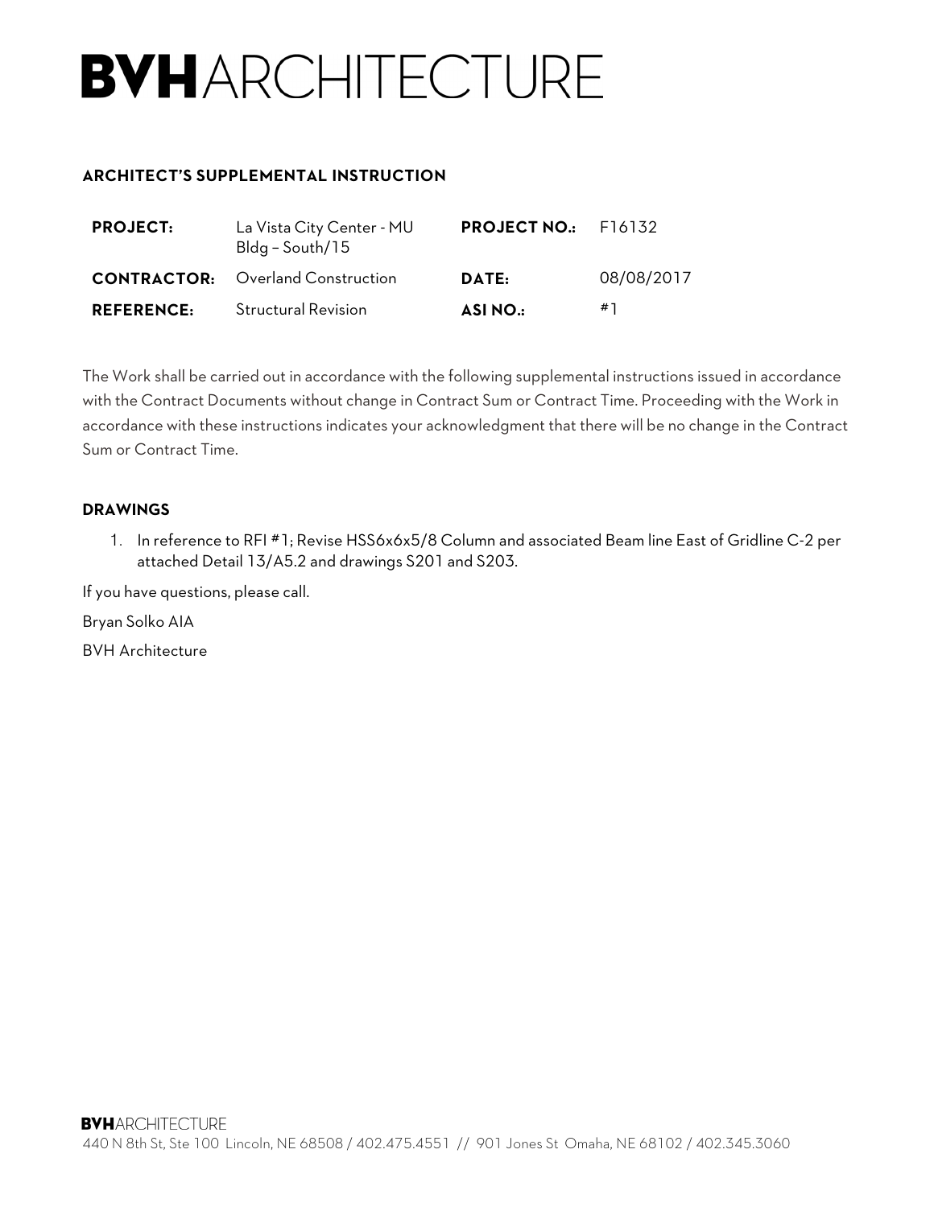# BVHARCHITECTURE

## ARCHITECT'S SUPPLEMENTAL INSTRUCTION

| | | | |
|---|---|---|---|
| **PROJECT:** | La Vista City Center - MU Bldg – South/15 | **PROJECT NO.:** | F16132 |
| **CONTRACTOR:** | Overland Construction | **DATE:** | 08/08/2017 |
| **REFERENCE:** | Structural Revision | **ASI NO.:** | #1 |

The Work shall be carried out in accordance with the following supplemental instructions issued in accordance with the Contract Documents without change in Contract Sum or Contract Time. Proceeding with the Work in accordance with these instructions indicates your acknowledgment that there will be no change in the Contract Sum or Contract Time.

### DRAWINGS

1. In reference to RFI #1; Revise HSS6x6x5/8 Column and associated Beam line East of Gridline C-2 per attached Detail 13/A5.2 and drawings S201 and S203.

If you have questions, please call.

Bryan Solko AIA

BVH Architecture

**BVH**ARCHITECTURE
440 N 8th St, Ste 100 Lincoln, NE 68508 / 402.475.4551 // 901 Jones St Omaha, NE 68102 / 402.345.3060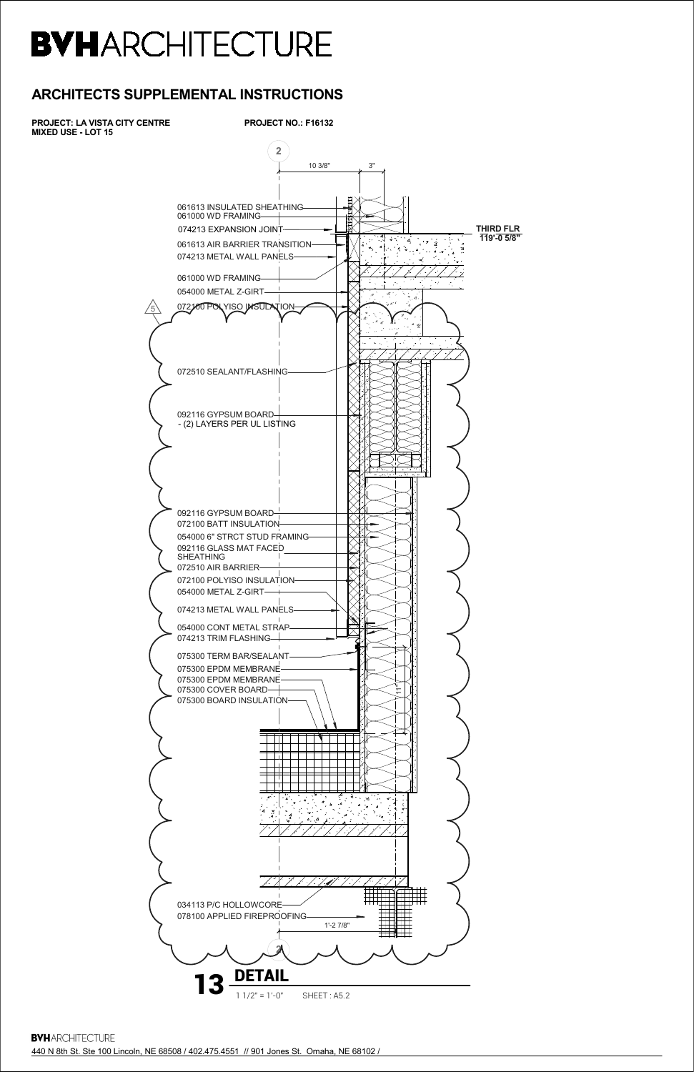# BVHARCHITECTURE

## ARCHITECTS SUPPLEMENTAL INSTRUCTIONS

**PROJECT: LA VISTA CITY CENTRE MIXED USE - LOT 15**

**PROJECT NO.: F16132**

2

10 3/8"

3"

061613 INSULATED SHEATHING
061000 WD FRAMING
074213 EXPANSION JOINT
061613 AIR BARRIER TRANSITION
074213 METAL WALL PANELS
061000 WD FRAMING
054000 METAL Z-GIRT
072100 POLYISO INSULATION

5

THIRD FLR
119'-0 5/8"

072510 SEALANT/FLASHING

092116 GYPSUM BOARD
- (2) LAYERS PER UL LISTING

092116 GYPSUM BOARD
072100 BATT INSULATION
054000 6" STRCT STUD FRAMING
092116 GLASS MAT FACED SHEATHING
072510 AIR BARRIER
072100 POLYISO INSULATION
054000 METAL Z-GIRT
074213 METAL WALL PANELS
054000 CONT METAL STRAP
074213 TRIM FLASHING
075300 TERM BAR/SEALANT
075300 EPDM MEMBRANE
075300 EPDM MEMBRANE
075300 COVER BOARD
075300 BOARD INSULATION

11"

034113 P/C HOLLOWCORE
078100 APPLIED FIREPROOFING

1'-2 7/8"

2

**13 DETAIL**

1 1/2" = 1'-0" SHEET : A5.2

BVHARCHITECTURE
440 N 8th St. Ste 100 Lincoln, NE 68508 / 402.475.4551 // 901 Jones St. Omaha, NE 68102 /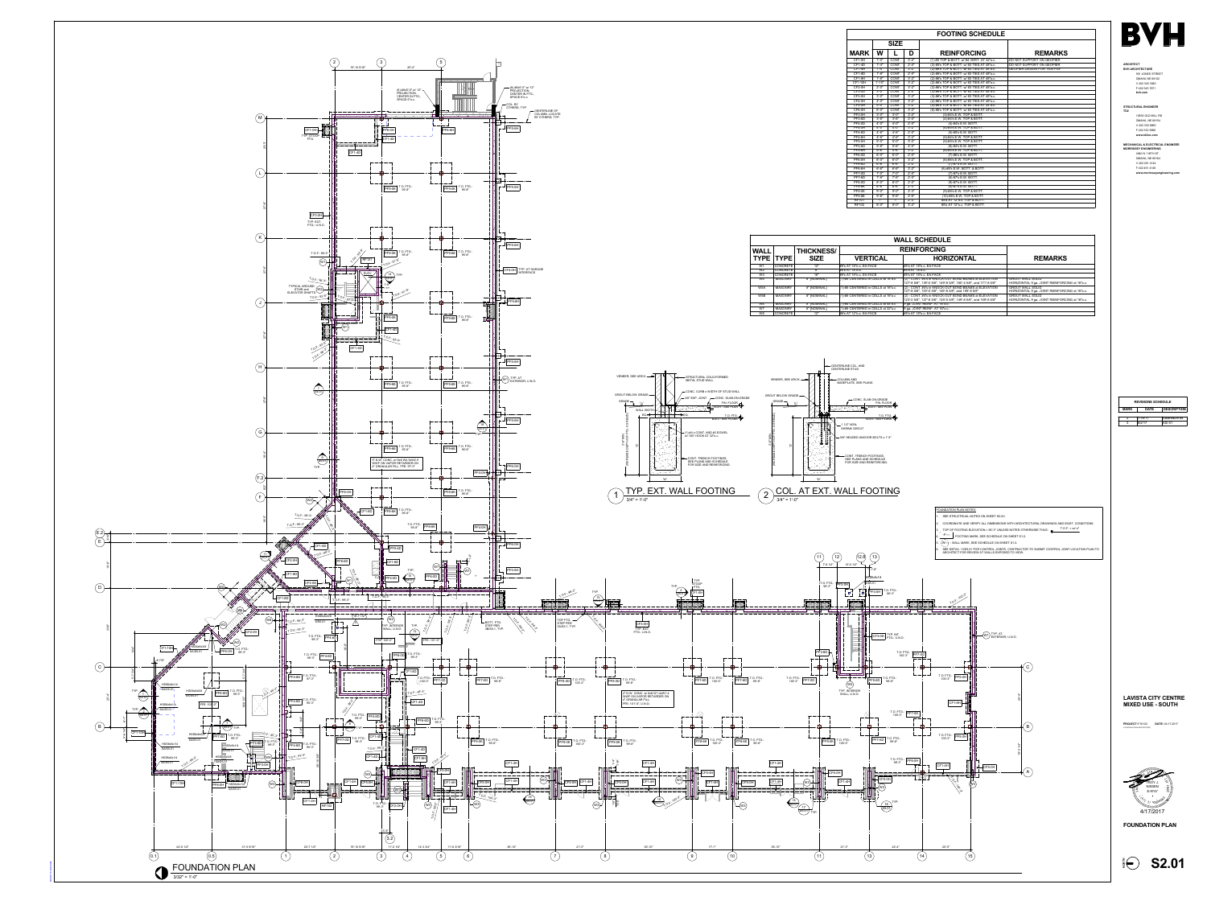# FOOTING SCHEDULE

| MARK | SIZE W | SIZE L | SIZE D | REINFORCING | REMARKS |
|---|---|---|---|---|---|
| CF1-0H | 1'-0" | CONT. | 2'-0" | (1) #5 TOP & BOTT. w/ #4 VERT. AT 32"o.c. | DO NOT SUPPORT ON GEOPIER |
| CF1-4D | 1'-4" | CONT. | 2'-0" | (2) #5's TOP & BOTT. w/ #4 TIES AT 48"o.c. | DO NOT SUPPORT ON GEOPIER |
| CF1-6D | 1'-6" | CONT. | 2'-0" | (2) #5's TOP & BOTT. w/ #4 TIES AT 48"o.c. | GEOPIER DESIGN FOR 7000 PSF |
| CF1-6D | 1'-6" | CONT. | 2'-0" | (2) #5's TOP & BOTT. w/ #4 TIES AT 48"o.c. | |
| CF1-6H | 1'-6" | CONT. | 2'-0" | (2) #5's TOP & BOTT. w/ #4 TIES AT 48"o.c. | |
| CF1-10H | 1'-10" | CONT. | 2'-0" | (2) #5's TOP & BOTT. w/ #4 TIES AT 48"o.c. | |
| CF2-0H | 2'-0" | CONT. | 2'-0" | (3) #5's TOP & BOTT. w/ #4 TIES AT 48"o.c. | |
| CF2-6H | 2'-6" | CONT. | 2'-0" | (3) #5's TOP & BOTT. w/ #4 TIES AT 48"o.c. | |
| CF3-0H | 3'-0" | CONT. | 2'-0" | (3) #5's TOP & BOTT. w/ #4 TIES AT 48"o.c. | |
| CF3-6H | 3'-6" | CONT. | 2'-0" | (4) #5's TOP & BOTT. w/ #4 TIES AT 36"o.c. | |
| CF6-0H | 6'-0" | CONT. | 2'-0" | (6) #5's TOP & BOTT. w/ #4 TIES AT 24"o.c. | |
| PF3-0H | 3'-0" | 3'-0" | 2'-0" | (3) #5's E.W. TOP & BOTT. | |
| PF3-6D | 3'-6" | 3'-6" | 2'-0" | (4) #5's E.W. TOP & BOTT. | |
| PF4-0D | 4'-0" | 4'-0" | 2'-0" | (4) #5's E.W. BOTT. | |
| PF4-0H | 4'-0" | 4'-0" | 2'-0" | (4) #5's E.W. TOP & BOTT. | |
| PF4-6D | 4'-6" | 4'-6" | 2'-0" | (5) #5's E.W. BOTT. | |
| PF4-6H | 4'-6" | 4'-6" | 2'-0" | (5) #5's E.W. TOP & BOTT. | |
| PF5-0H | 5'-0" | 5'-0" | 2'-0" | (5) #5's E.W. TOP & BOTT. | |
| PF5-6D | 5'-6" | 5'-6" | 2'-0" | (6) #5's E.W. BOTT. | |
| PF5-6H | 5'-6" | 5'-6" | 2'-0" | (6) #5's E.W. TOP & BOTT. | |
| PF6-0D | 6'-0" | 6'-0" | 2'-0" | (7) #5's E.W. BOTT. | |
| PF6-0H | 6'-0" | 6'-0" | 2'-0" | (6) #6's E.W. TOP & BOTT. | |
| PF6-6D | 6'-6" | 6'-6" | 2'-0" | (7) #6's E.W. BOTT. | |
| PF6-6H | 6'-6" | 6'-6" | 2'-0" | (8) #5's E.W. TOP & BOTT. | |
| PF7-0D | 7'-0" | 7'-0" | 2'-0" | (7) #6's E.W. BOTT. | |
| PF7-6D | 7'-6" | 7'-6" | 2'-0" | (8) #6's E.W. BOTT. | |
| PF8-0D | 8'-0" | 8'-0" | 2'-0" | (8) #6's E.W. BOTT. | |
| PF8-6D | 8'-6" | 8'-6" | 2'-0" | (9) #6's E.W. BOTT. | |
| PF9-0H | 9'-0" | 9'-0" | 2'-0" | (9) #6's E.W. TOP & BOTT. | |
| PF10H | 10'-0" | 10'-0" | 2'-0" | (10) #6's E.W. TOP & BOTT. | |
| RF1-0 | | | 2'-0" | #5's AT 12"o.c. TOP & BOTT. | |
| RF1-2 | 6'-0" | 6'-0" | 2'-0" | #5's AT 12"o.c. TOP & BOTT. | |

# WALL SCHEDULE

| WALL TYPE | TYPE | THICKNESS/ SIZE | REINFORCING VERTICAL | REINFORCING HORIZONTAL | REMARKS |
|---|---|---|---|---|---|
| W1 | CONCRETE | 12" | #5's AT 18"o.c. EA FACE | #5's AT 18"o.c. EA FACE | |
| W2 | CONCRETE | 8" | #5's AT 18"o.c. | #5's AT 18"o.c. | |
| W3 | CONCRETE | 8" | #5's AT 18"o.c. EA FACE | #5's AT 18"o.c. EA FACE | |
| W4 | MASONRY | 8" (NOMINAL) | (1) #6 CENTERED IN CELLS at 16"o.c. | (2) - CONT. #5's in KNOCK-OUT BOND BEAMS at ELEVATION 127'-8 5/8", 139'-0 5/8", 149'-8 5/8", 160'-0 5/8", and 177'-4 5/8" | GROUT WALL SOLID HORIZONTAL 9 ga. JOINT REINFORCING at 16"o.c. |
| W4A | MASONRY | 8" (NOMINAL) | (1) #6 CENTERED in CELLS at 16"o.c. | (2) - CONT. #5's in KNOCK-OUT BOND BEAMS at ELEVATION 127'-8 5/8", 139'-0 5/8", 149'-8 5/8", and 159'-8 5/8" | GROUT WALL SOLID HORIZONTAL 9 ga. JOINT REINFORCING at 16"o.c. |
| W5 | MASONRY | 8" (NOMINAL) | (1) #6 CENTERED in CELLS at 16"o.c. | (2) - CONT. #5's in KNOCK-OUT BOND BEAMS at ELEVATION 127'-8 5/8", 139'-0 5/8", 149'-8 5/8", and 159'-8 5/8" | GROUT WALL SOLID HORIZONTAL 9 ga. JOINT REINFORCING at 16"o.c. |
| W5A | MASONRY | 8" (NOMINAL) | (1) #6 CENTERED in CELLS at 16"o.c. | (2) - CONT. #5's in KNOCK-OUT BOND BEAMS at ELEVATION 123'-0 5/8", 127'-8 5/8", 139'-0 5/8", 149'-8 5/8", and 159'-8 5/8" | GROUT WALL SOLID HORIZONTAL 9 ga. JOINT REINFORCING at 16"o.c. |
| W6 | MASONRY | 8" (NOMINAL) | (1) #6 CENTERED in CELLS at 48"o.c. | 9 ga. JOINT REINF. AT 16"o.c. | |
| W7 | MASONRY | 8" (NOMINAL) | (1) #6 CENTERED in CELLS at 32"o.c. | 9 ga. JOINT REINF. AT 16"o.c. | |
| W8 | CONCRETE | 12" | #5's AT 12"o.c. EA FACE | #5's AT 12"o.c. EA FACE | |

## 1 TYP. EXT. WALL FOOTING
3/4" = 1'-0"

VENEER, SEE ARCH. — STRUCTURAL COLD-FORMED METAL STUD WALL — CONC. CURB = WIDTH OF STUD WALL — GROUT BELOW GRADE — GRADE — 3/8" EXP. JOINT — CONC. SLAB-ON-GRADE FIN. FLOOR — WALL WIDTH — T.O. FTG. — BOT. SEE PLANS — (1) #5 x CONT. AND #5 DOWEL at 180° HOOK AT 32"o.c. — CONT. TRENCH FOOTINGS, SEE PLANS AND SCHEDULE FOR SIZE AND REINFORCING. — 3'-6" MIN. (FROST DEPTH) — W

## 2 COL. AT EXT. WALL FOOTING
3/4" = 1'-0"

VENEER, SEE ARCH. — CENTERLINE COL. AND CENTERLINE STUD — COLUMN AND BASEPLATE, SEE PLANS — GROUT BELOW GRADE — GRADE — CONC. SLAB-ON-GRADE FIN. FLOOR — 1 1/2" NON SHRINK GROUT — 3/4" HEADED ANCHOR BOLTS x 1'-0" — CONT. TRENCH FOOTINGS, SEE PLANS AND SCHEDULE FOR SIZE AND REINFORCING. — 3'-6" MIN. (FROST DEPTH) — W

## FOUNDATION PLAN NOTES:

1. SEE STRUCTURAL NOTES ON SHEET S0.00.
2. COORDINATE AND VERIFY ALL DIMENSIONS WITH ARCHITECTURAL DRAWINGS AND EXIST. CONDITIONS.
3. TOP OF FOOTING ELEVATION = 90'-0" UNLESS NOTED OTHERWISE THUS: T.O.F. = xx'-x"
4. [F] FOOTING MARK, SEE SCHEDULE ON SHEET S1.0.
5. (W-) WALL MARK, SEE SCHEDULE ON SHEET S1.0.
6. SEE DETAIL 10/S5.01 FOR CONTROL JOINTS. CONTRACTOR TO SUBMIT CONTROL JOINT LOCATION PLAN TO ARCHITECT FOR REVIEW AT WALLS EXPOSED TO VIEW.

## FOUNDATION PLAN
3/32" = 1'-0"

Plan notes: (6) #8x6'-0" or 12" PROJECTION, CENTER IN FTG, SPACE 6"o.c. — COL. BY OTHERS, TYP. — CENTERLINE OF COLUMN, LOCATE BY OTHERS, TYP. — TYP. AT GARAGE INTERFACE — TYP. AT EXTERIOR, U.N.O. — TYPICAL AROUND STAIR and ELEVATOR SHAFTS — TYP. INTERIOR WALL U.N.O. — 5" S.O.G. CONC. w/ 6x6 W2.0xW2.0 WWF ON VAPOR RETARDER ON 4" GRANULAR FILL, FFE: 97'-0" — 4" S.O.G. CONC. w/ 6x6 W1.4xW1.4 WWF ON VAPOR RETARDER ON 4" GRANULAR FILL, FFE: 101'-0" (100'-0") — BOTT. FTG. STEP PER 36/S5.1, TYP. — TYP. FTG. STEP PER 35/S5.1, TYP. — TYP. EXT. FTG. U.N.O.

| REVISIONS SCHEDULE | | |
|---|---|---|
| MARK | DATE | DESCRIPTION |
| 1 | 7/10/17 | ADDENDUM NO. 1 |
| 2 | 8/07/17 | ASI 01 |

**BVH**

ARCHITECT
BVH ARCHITECTURE
901 JONES STREET
OMAHA, NE 68102
V 402.345.3060
F 402.345.7871
bvh.com

STRUCTURAL ENGINEER
TD2
13830 OLD MILL RD
OMAHA, NE 68154
V 402.333.9660
F 402.333.0966
www.td2co.com

MECHANICAL & ELECTRICAL ENGINEER
MORRISSEY ENGINEERING
4940 N. 118TH ST.
OMAHA, NE 68164
V 402.491.4144
F 402.491.4146
www.morrisseyengineering.com

**LAVISTA CITY CENTRE MIXED USE - SOUTH**

PROJECT: P16102 DATE: 04.17.2017

4/17/2017

**FOUNDATION PLAN**

**S2.01**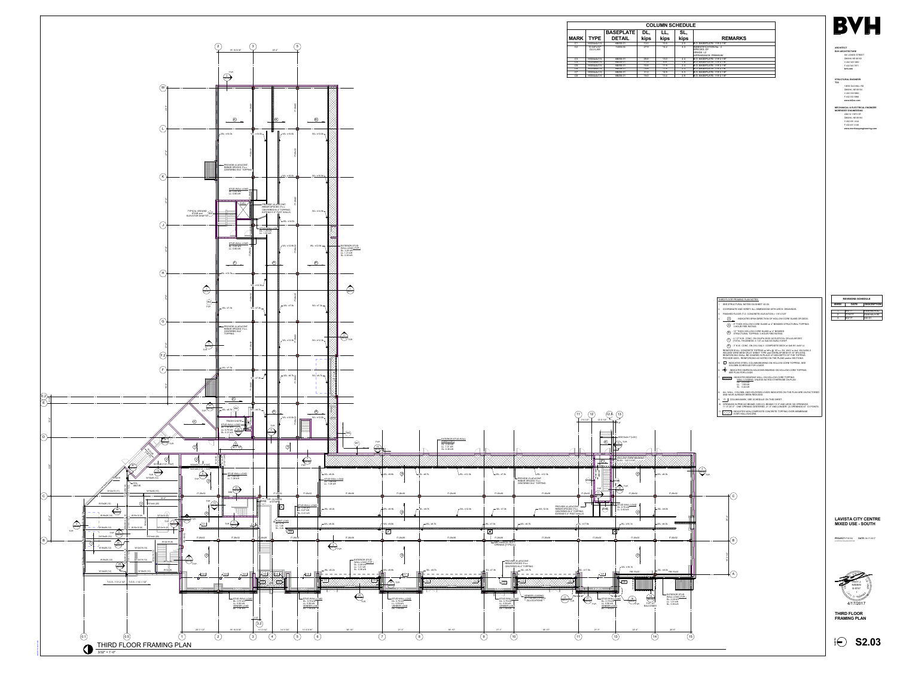# THIRD FLOOR FRAMING PLAN

3/32" = 1'-0"

## COLUMN SCHEDULE

| MARK | TYPE | BASEPLATE DETAIL | DL, kips | LL, kips | SL, kips | REMARKS |
|---|---|---|---|---|---|---|
| C1 | HSS6x6x1/4 | 9/S5.01 | 13.0 | 10.0 | 2.5 | B.O. BASEPLATE: 119'-2 1/8" |
| C2 | TCS8 1/2" ΦCOLUMN | 1/S5.05 | 37.0 | 14.2 | 4.3 | IDENTIFICATION No.: 2 SPECIES: DF GRADE: L2 APPEARANCE: PREMIUM |
| C3 | HSS6x6x1/4 | 9/S5.01 | 29.0 | 13.0 | 4.0 | B.O. BASEPLATE: 119'-2 1/8" |
| C4 | HSS6x6x1/4 | 9/S5.01 | 13.0 | 6.5 | 1.8 | B.O. BASEPLATE: 119'-2 1/8" |
| C5 | HSS6x6x1/4 | 9/S5.01 | 18.0 | 11.0 | 2.5 | B.O. BASEPLATE: 119'-2 1/8" |
| C6 | HSS6x6x1/4 | 9/S5.01 | 16.0 | 11.0 | 2.5 | B.O. BASEPLATE: 119'-2 1/8" |
| C7 | HSS6x6x1/4 | 9/S5.01 | 23.0 | 12.0 | 5.0 | B.O. BASEPLATE: 119'-2 1/8" |
| C8 | HSS6x6x1/4 | 9/S5.01 | 19.0 | 13.0 | 2.5 | B.O. BASEPLATE: 119'-2 1/8" |

## THIRD FLOOR FRAMING PLAN NOTES:

1. SEE STRUCTURAL NOTES ON SHEET S0.00.
2. COORDINATE AND VERIFY ALL DIMENSIONS WITH ARCH. DRAWINGS.
3. FINISHED FLOOR (T.O. CONCRETE) ELEVATION = 119'-5 5/8"
4. (symbol) INDICATES SPAN DIRECTION OF HOLLOW-CORE SLABS OR DECK.
   - (A) 8" THICK HOLLOW-CORE SLABS w/ 2" BONDED STRUCTURAL TOPPING. 2-HOUR FIRE RATING.
   - (B) 12" THICK HOLLOW-CORE SLABS w/ 2" BONDED STRUCTURAL TOPPING. 2-HOUR FIRE RATING.
   - (C) 4 1/2" N.W. CONC. ON 2VLI20-20/20 ACOUSTICAL CELLULAR DECK (TOTAL THICKNESS: 6 1/2") w/ 6x6-W2.9xW2.9 WWF.
   - (D) 3" N.W. CONC. ON 3VLI DALLY COMPOSITE DECK w/ 6x6-W1.4xW1.4.

   REINFORCE ALL CONCRETE TOPPING w/ #4's @ 16"o.c. EA. WAY or 6x6 -W4.0xW4.0 WELDED WIRE MESH (FLAT SHEET TYPE and OVERLAP MESH AT 12" SPLICES). REINFORCING SHALL BE CHAIRED IN PLACE AT MID-DEPTH OF THE TOPPING. PROVIDE ADDL. REINFORCING AS NOTED ON THE PLANS and/or SECTIONS.
5. (symbol) INDICATES STEEL COLUMN BEARING ON HOLLOW-CORE TOPPING. SEE COLUMN SCHEDULE FOR LOADS.
6. (symbol) INDICATES SIMPSON HOLDOWN BEARING ON HOLLOW-CORE TOPPING. SEE PLAN FOR LOADS.
7. (symbol) INDICATES BEARING WALL ON HOLLOW-CORE TOPPING. WALL LOADING, UNLESS NOTED OTHERWISE ON PLAN: DL: 1.30 k/ft, LL: 1.00 k/ft, SL: 0.42 k/ft
8. ALL WALL, COLUMN AND HOLDOWN LOADS INDICATED ON THE PLAN ARE UNFACTORED AND HAVE ALREADY BEEN REDUCED.
9. (symbol) COLUMN MARK, SEE SCHEDULE ON THIS SHEET.
10. OPENINGS IN PRECAST BEAMS (10IS-2C): BEAMS 13'-0" AND LESS: NO OPENINGS. 17'-0"-20'-0" - ONE OPENING, CENTERED. 21'-0" AND LONGER: (2) OPENINGS AT 1/3 POINTS.
11. (symbol) INDICATES NON-COMPOSITE CONCRETE TOPPING OVER MEMBRANE OVER HOLLOW-CORE.

## REVISIONS SCHEDULE

| MARK | DATE | DESCRIPTION |
|---|---|---|
| 1 | | |
| 2 | 7/10/17 | |
| 3 | 8/2/17 | |

**BVH**

ARCHITECT
BVH ARCHITECTURE
901 JONES STREET
OMAHA, NE 68102
bvh.com

STRUCTURAL ENGINEER
TD2
13650 OLD MILL RD
OMAHA, NE 68154
www.td2co.com

MECHANICAL & ELECTRICAL ENGINEER
MORRISSEY ENGINEERING
4940 N 118TH ST
OMAHA, NE 68164
www.morrisseyengineering.com

**LAVISTA CITY CENTRE MIXED USE - SOUTH**

PROJECT: P16102 DATE: 04.17.2017

4/17/2017

**THIRD FLOOR FRAMING PLAN**

**S2.03**